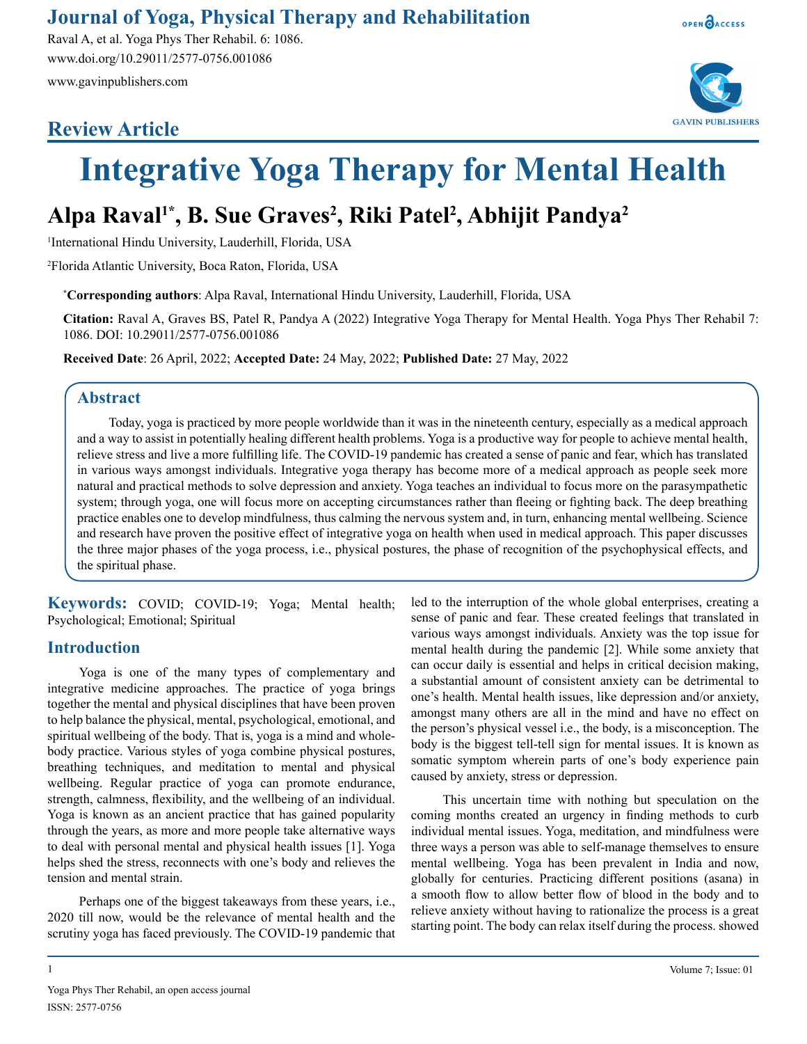## Review Article

# Integrative Yoga Therapy for Mental Health

**Alpa Raval[1*], B. Sue Graves[2], Riki Patel[2], Abhijit Pandya[2]**

[1]International Hindu University, Lauderhill, Florida, USA

[2]Florida Atlantic University, Boca Raton, Florida, USA

**[*]Corresponding authors**: Alpa Raval, International Hindu University, Lauderhill, Florida, USA

**Citation:** Raval A, Graves BS, Patel R, Pandya A (2022) Integrative Yoga Therapy for Mental Health. Yoga Phys Ther Rehabil 7: 1086. DOI: 10.29011/2577-0756.001086

**Received Date**: 26 April, 2022; **Accepted Date:** 24 May, 2022; **Published Date:** 27 May, 2022

## Abstract

Today, yoga is practiced by more people worldwide than it was in the nineteenth century, especially as a medical approach and a way to assist in potentially healing different health problems. Yoga is a productive way for people to achieve mental health, relieve stress and live a more fulfilling life. The COVID-19 pandemic has created a sense of panic and fear, which has translated in various ways amongst individuals. Integrative yoga therapy has become more of a medical approach as people seek more natural and practical methods to solve depression and anxiety. Yoga teaches an individual to focus more on the parasympathetic system; through yoga, one will focus more on accepting circumstances rather than fleeing or fighting back. The deep breathing practice enables one to develop mindfulness, thus calming the nervous system and, in turn, enhancing mental wellbeing. Science and research have proven the positive effect of integrative yoga on health when used in medical approach. This paper discusses the three major phases of the yoga process, i.e., physical postures, the phase of recognition of the psychophysical effects, and the spiritual phase.

**Keywords:** COVID; COVID-19; Yoga; Mental health; Psychological; Emotional; Spiritual

## Introduction

Yoga is one of the many types of complementary and integrative medicine approaches. The practice of yoga brings together the mental and physical disciplines that have been proven to help balance the physical, mental, psychological, emotional, and spiritual wellbeing of the body. That is, yoga is a mind and whole-body practice. Various styles of yoga combine physical postures, breathing techniques, and meditation to mental and physical wellbeing. Regular practice of yoga can promote endurance, strength, calmness, flexibility, and the wellbeing of an individual. Yoga is known as an ancient practice that has gained popularity through the years, as more and more people take alternative ways to deal with personal mental and physical health issues [1]. Yoga helps shed the stress, reconnects with one's body and relieves the tension and mental strain.

Perhaps one of the biggest takeaways from these years, i.e., 2020 till now, would be the relevance of mental health and the scrutiny yoga has faced previously. The COVID-19 pandemic that led to the interruption of the whole global enterprises, creating a sense of panic and fear. These created feelings that translated in various ways amongst individuals. Anxiety was the top issue for mental health during the pandemic [2]. While some anxiety that can occur daily is essential and helps in critical decision making, a substantial amount of consistent anxiety can be detrimental to one's health. Mental health issues, like depression and/or anxiety, amongst many others are all in the mind and have no effect on the person's physical vessel i.e., the body, is a misconception. The body is the biggest tell-tell sign for mental issues. It is known as somatic symptom wherein parts of one's body experience pain caused by anxiety, stress or depression.

This uncertain time with nothing but speculation on the coming months created an urgency in finding methods to curb individual mental issues. Yoga, meditation, and mindfulness were three ways a person was able to self-manage themselves to ensure mental wellbeing. Yoga has been prevalent in India and now, globally for centuries. Practicing different positions (asana) in a smooth flow to allow better flow of blood in the body and to relieve anxiety without having to rationalize the process is a great starting point. The body can relax itself during the process. showed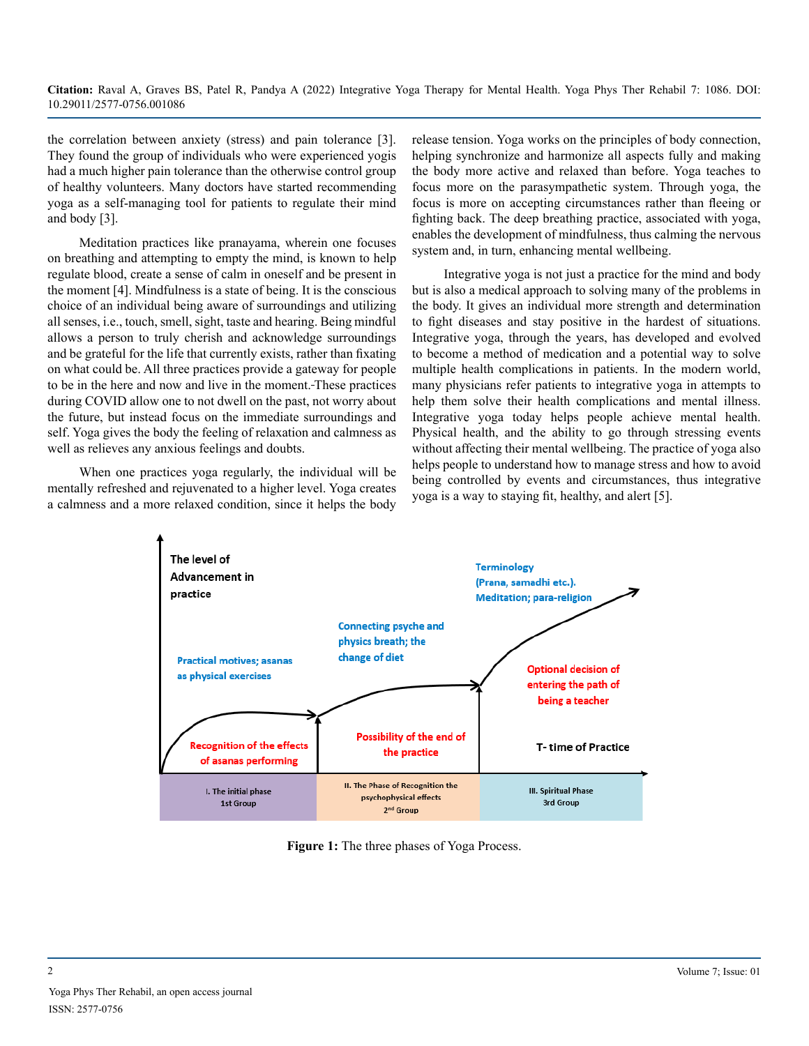the correlation between anxiety (stress) and pain tolerance [3]. They found the group of individuals who were experienced yogis had a much higher pain tolerance than the otherwise control group of healthy volunteers. Many doctors have started recommending yoga as a self-managing tool for patients to regulate their mind and body [3].

Meditation practices like pranayama, wherein one focuses on breathing and attempting to empty the mind, is known to help regulate blood, create a sense of calm in oneself and be present in the moment [4]. Mindfulness is a state of being. It is the conscious choice of an individual being aware of surroundings and utilizing all senses, i.e., touch, smell, sight, taste and hearing. Being mindful allows a person to truly cherish and acknowledge surroundings and be grateful for the life that currently exists, rather than fixating on what could be. All three practices provide a gateway for people to be in the here and now and live in the moment.-These practices during COVID allow one to not dwell on the past, not worry about the future, but instead focus on the immediate surroundings and self. Yoga gives the body the feeling of relaxation and calmness as well as relieves any anxious feelings and doubts.

When one practices yoga regularly, the individual will be mentally refreshed and rejuvenated to a higher level. Yoga creates a calmness and a more relaxed condition, since it helps the body release tension. Yoga works on the principles of body connection, helping synchronize and harmonize all aspects fully and making the body more active and relaxed than before. Yoga teaches to focus more on the parasympathetic system. Through yoga, the focus is more on accepting circumstances rather than fleeing or fighting back. The deep breathing practice, associated with yoga, enables the development of mindfulness, thus calming the nervous system and, in turn, enhancing mental wellbeing.

Integrative yoga is not just a practice for the mind and body but is also a medical approach to solving many of the problems in the body. It gives an individual more strength and determination to fight diseases and stay positive in the hardest of situations. Integrative yoga, through the years, has developed and evolved to become a method of medication and a potential way to solve multiple health complications in patients. In the modern world, many physicians refer patients to integrative yoga in attempts to help them solve their health complications and mental illness. Integrative yoga today helps people achieve mental health. Physical health, and the ability to go through stressing events without affecting their mental wellbeing. The practice of yoga also helps people to understand how to manage stress and how to avoid being controlled by events and circumstances, thus integrative yoga is a way to staying fit, healthy, and alert [5].

**Figure 1:** The three phases of Yoga Process.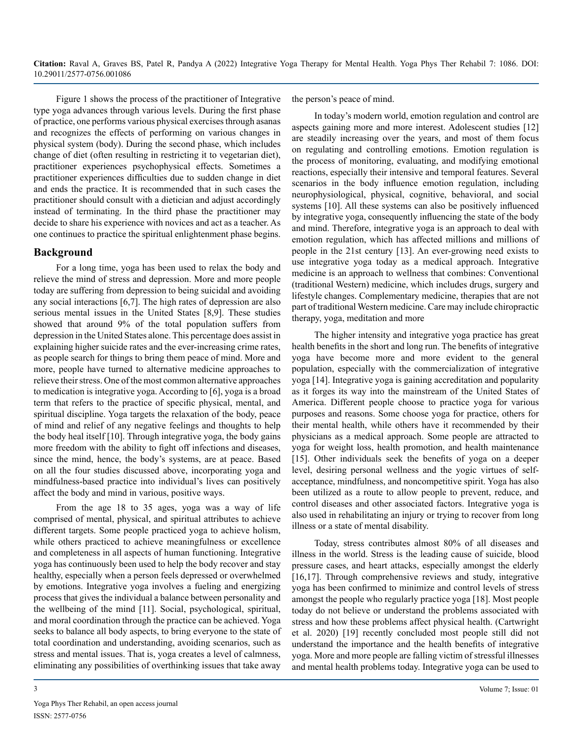Figure 1 shows the process of the practitioner of Integrative type yoga advances through various levels. During the first phase of practice, one performs various physical exercises through asanas and recognizes the effects of performing on various changes in physical system (body). During the second phase, which includes change of diet (often resulting in restricting it to vegetarian diet), practitioner experiences psychophysical effects. Sometimes a practitioner experiences difficulties due to sudden change in diet and ends the practice. It is recommended that in such cases the practitioner should consult with a dietician and adjust accordingly instead of terminating. In the third phase the practitioner may decide to share his experience with novices and act as a teacher. As one continues to practice the spiritual enlightenment phase begins.

## Background

For a long time, yoga has been used to relax the body and relieve the mind of stress and depression. More and more people today are suffering from depression to being suicidal and avoiding any social interactions [6,7]. The high rates of depression are also serious mental issues in the United States [8,9]. These studies showed that around 9% of the total population suffers from depression in the United States alone. This percentage does assist in explaining higher suicide rates and the ever-increasing crime rates, as people search for things to bring them peace of mind. More and more, people have turned to alternative medicine approaches to relieve their stress. One of the most common alternative approaches to medication is integrative yoga. According to [6], yoga is a broad term that refers to the practice of specific physical, mental, and spiritual discipline. Yoga targets the relaxation of the body, peace of mind and relief of any negative feelings and thoughts to help the body heal itself [10]. Through integrative yoga, the body gains more freedom with the ability to fight off infections and diseases, since the mind, hence, the body's systems, are at peace. Based on all the four studies discussed above, incorporating yoga and mindfulness-based practice into individual's lives can positively affect the body and mind in various, positive ways.

From the age 18 to 35 ages, yoga was a way of life comprised of mental, physical, and spiritual attributes to achieve different targets. Some people practiced yoga to achieve holism, while others practiced to achieve meaningfulness or excellence and completeness in all aspects of human functioning. Integrative yoga has continuously been used to help the body recover and stay healthy, especially when a person feels depressed or overwhelmed by emotions. Integrative yoga involves a fueling and energizing process that gives the individual a balance between personality and the wellbeing of the mind [11]. Social, psychological, spiritual, and moral coordination through the practice can be achieved. Yoga seeks to balance all body aspects, to bring everyone to the state of total coordination and understanding, avoiding scenarios, such as stress and mental issues. That is, yoga creates a level of calmness, eliminating any possibilities of overthinking issues that take away the person's peace of mind.

In today's modern world, emotion regulation and control are aspects gaining more and more interest. Adolescent studies [12] are steadily increasing over the years, and most of them focus on regulating and controlling emotions. Emotion regulation is the process of monitoring, evaluating, and modifying emotional reactions, especially their intensive and temporal features. Several scenarios in the body influence emotion regulation, including neurophysiological, physical, cognitive, behavioral, and social systems [10]. All these systems can also be positively influenced by integrative yoga, consequently influencing the state of the body and mind. Therefore, integrative yoga is an approach to deal with emotion regulation, which has affected millions and millions of people in the 21st century [13]. An ever-growing need exists to use integrative yoga today as a medical approach. Integrative medicine is an approach to wellness that combines: Conventional (traditional Western) medicine, which includes drugs, surgery and lifestyle changes. Complementary medicine, therapies that are not part of traditional Western medicine. Care may include chiropractic therapy, yoga, meditation and more

The higher intensity and integrative yoga practice has great health benefits in the short and long run. The benefits of integrative yoga have become more and more evident to the general population, especially with the commercialization of integrative yoga [14]. Integrative yoga is gaining accreditation and popularity as it forges its way into the mainstream of the United States of America. Different people choose to practice yoga for various purposes and reasons. Some choose yoga for practice, others for their mental health, while others have it recommended by their physicians as a medical approach. Some people are attracted to yoga for weight loss, health promotion, and health maintenance [15]. Other individuals seek the benefits of yoga on a deeper level, desiring personal wellness and the yogic virtues of self-acceptance, mindfulness, and noncompetitive spirit. Yoga has also been utilized as a route to allow people to prevent, reduce, and control diseases and other associated factors. Integrative yoga is also used in rehabilitating an injury or trying to recover from long illness or a state of mental disability.

Today, stress contributes almost 80% of all diseases and illness in the world. Stress is the leading cause of suicide, blood pressure cases, and heart attacks, especially amongst the elderly [16,17]. Through comprehensive reviews and study, integrative yoga has been confirmed to minimize and control levels of stress amongst the people who regularly practice yoga [18]. Most people today do not believe or understand the problems associated with stress and how these problems affect physical health. (Cartwright et al. 2020) [19] recently concluded most people still did not understand the importance and the health benefits of integrative yoga. More and more people are falling victim of stressful illnesses and mental health problems today. Integrative yoga can be used to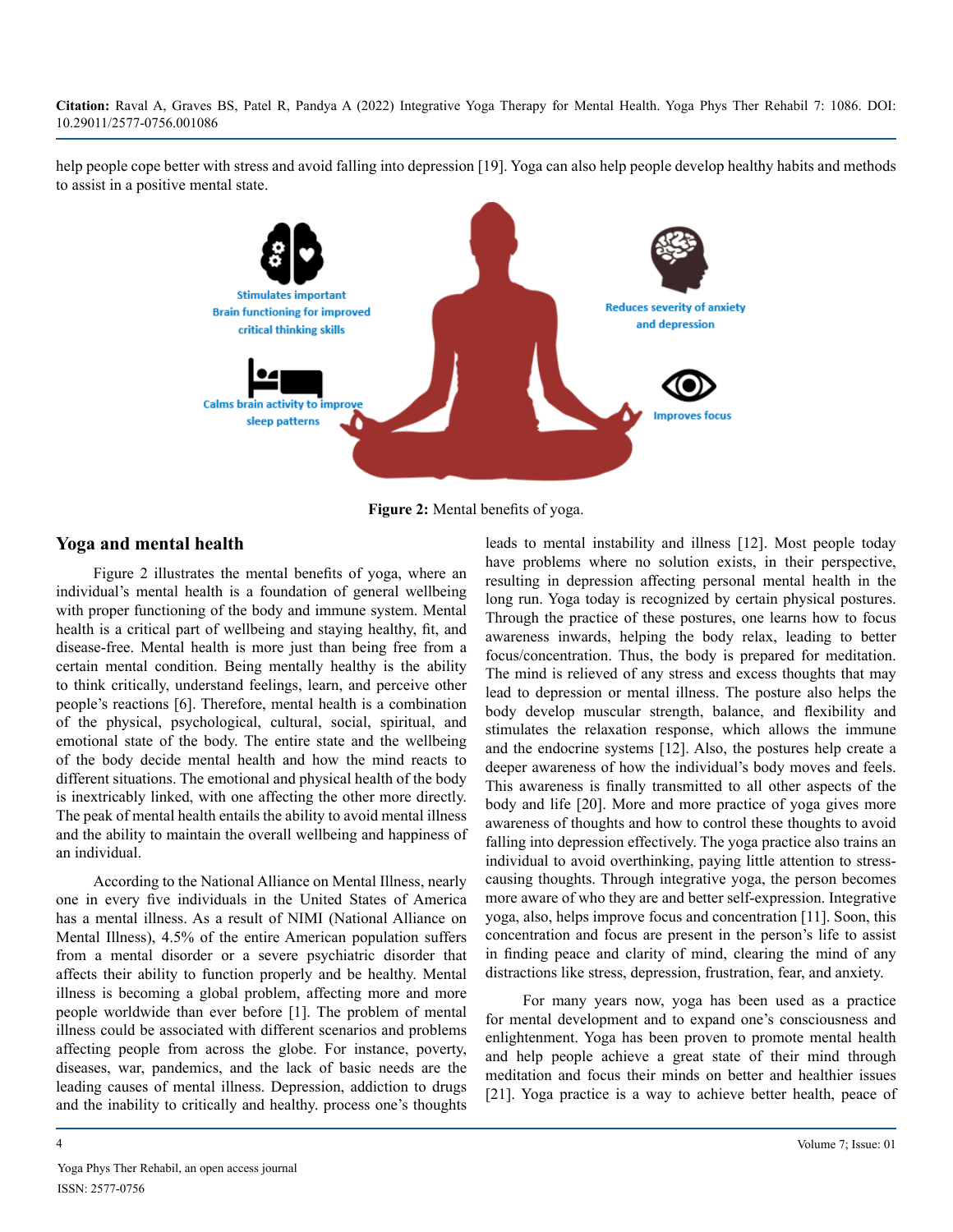help people cope better with stress and avoid falling into depression [19]. Yoga can also help people develop healthy habits and methods to assist in a positive mental state.

Stimulates important Brain functioning for improved critical thinking skills

Calms brain activity to improve sleep patterns

Reduces severity of anxiety and depression

Improves focus

**Figure 2:** Mental benefits of yoga.

## Yoga and mental health

Figure 2 illustrates the mental benefits of yoga, where an individual's mental health is a foundation of general wellbeing with proper functioning of the body and immune system. Mental health is a critical part of wellbeing and staying healthy, fit, and disease-free. Mental health is more just than being free from a certain mental condition. Being mentally healthy is the ability to think critically, understand feelings, learn, and perceive other people's reactions [6]. Therefore, mental health is a combination of the physical, psychological, cultural, social, spiritual, and emotional state of the body. The entire state and the wellbeing of the body decide mental health and how the mind reacts to different situations. The emotional and physical health of the body is inextricably linked, with one affecting the other more directly. The peak of mental health entails the ability to avoid mental illness and the ability to maintain the overall wellbeing and happiness of an individual.

According to the National Alliance on Mental Illness, nearly one in every five individuals in the United States of America has a mental illness. As a result of NIMI (National Alliance on Mental Illness), 4.5% of the entire American population suffers from a mental disorder or a severe psychiatric disorder that affects their ability to function properly and be healthy. Mental illness is becoming a global problem, affecting more and more people worldwide than ever before [1]. The problem of mental illness could be associated with different scenarios and problems affecting people from across the globe. For instance, poverty, diseases, war, pandemics, and the lack of basic needs are the leading causes of mental illness. Depression, addiction to drugs and the inability to critically and healthy. process one's thoughts leads to mental instability and illness [12]. Most people today have problems where no solution exists, in their perspective, resulting in depression affecting personal mental health in the long run. Yoga today is recognized by certain physical postures. Through the practice of these postures, one learns how to focus awareness inwards, helping the body relax, leading to better focus/concentration. Thus, the body is prepared for meditation. The mind is relieved of any stress and excess thoughts that may lead to depression or mental illness. The posture also helps the body develop muscular strength, balance, and flexibility and stimulates the relaxation response, which allows the immune and the endocrine systems [12]. Also, the postures help create a deeper awareness of how the individual's body moves and feels. This awareness is finally transmitted to all other aspects of the body and life [20]. More and more practice of yoga gives more awareness of thoughts and how to control these thoughts to avoid falling into depression effectively. The yoga practice also trains an individual to avoid overthinking, paying little attention to stress-causing thoughts. Through integrative yoga, the person becomes more aware of who they are and better self-expression. Integrative yoga, also, helps improve focus and concentration [11]. Soon, this concentration and focus are present in the person's life to assist in finding peace and clarity of mind, clearing the mind of any distractions like stress, depression, frustration, fear, and anxiety.

For many years now, yoga has been used as a practice for mental development and to expand one's consciousness and enlightenment. Yoga has been proven to promote mental health and help people achieve a great state of their mind through meditation and focus their minds on better and healthier issues [21]. Yoga practice is a way to achieve better health, peace of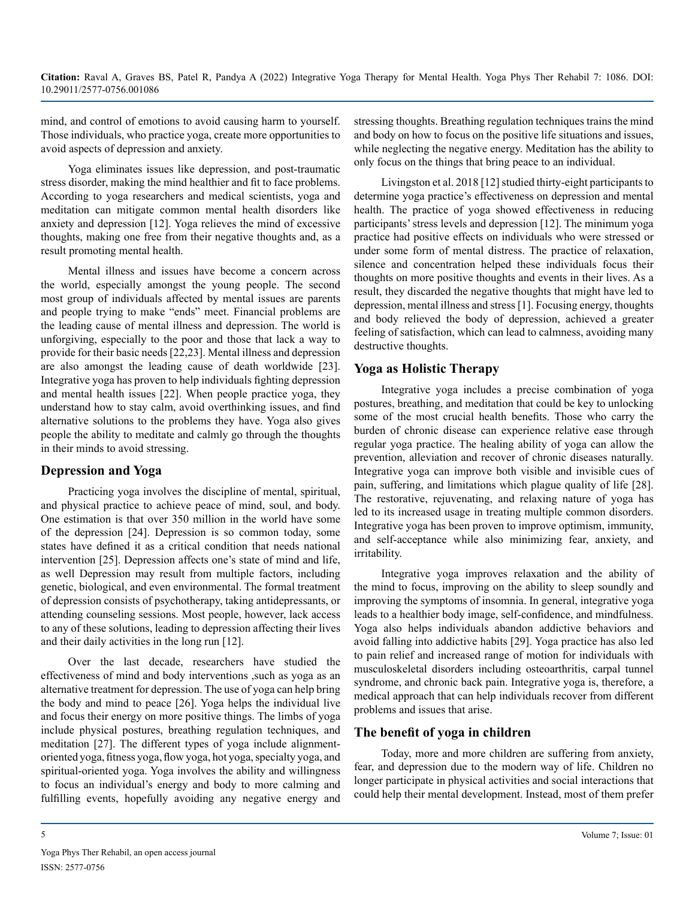mind, and control of emotions to avoid causing harm to yourself. Those individuals, who practice yoga, create more opportunities to avoid aspects of depression and anxiety.

Yoga eliminates issues like depression, and post-traumatic stress disorder, making the mind healthier and fit to face problems. According to yoga researchers and medical scientists, yoga and meditation can mitigate common mental health disorders like anxiety and depression [12]. Yoga relieves the mind of excessive thoughts, making one free from their negative thoughts and, as a result promoting mental health.

Mental illness and issues have become a concern across the world, especially amongst the young people. The second most group of individuals affected by mental issues are parents and people trying to make "ends" meet. Financial problems are the leading cause of mental illness and depression. The world is unforgiving, especially to the poor and those that lack a way to provide for their basic needs [22,23]. Mental illness and depression are also amongst the leading cause of death worldwide [23]. Integrative yoga has proven to help individuals fighting depression and mental health issues [22]. When people practice yoga, they understand how to stay calm, avoid overthinking issues, and find alternative solutions to the problems they have. Yoga also gives people the ability to meditate and calmly go through the thoughts in their minds to avoid stressing.

## Depression and Yoga

Practicing yoga involves the discipline of mental, spiritual, and physical practice to achieve peace of mind, soul, and body. One estimation is that over 350 million in the world have some of the depression [24]. Depression is so common today, some states have defined it as a critical condition that needs national intervention [25]. Depression affects one's state of mind and life, as well Depression may result from multiple factors, including genetic, biological, and even environmental. The formal treatment of depression consists of psychotherapy, taking antidepressants, or attending counseling sessions. Most people, however, lack access to any of these solutions, leading to depression affecting their lives and their daily activities in the long run [12].

Over the last decade, researchers have studied the effectiveness of mind and body interventions ,such as yoga as an alternative treatment for depression. The use of yoga can help bring the body and mind to peace [26]. Yoga helps the individual live and focus their energy on more positive things. The limbs of yoga include physical postures, breathing regulation techniques, and meditation [27]. The different types of yoga include alignment-oriented yoga, fitness yoga, flow yoga, hot yoga, specialty yoga, and spiritual-oriented yoga. Yoga involves the ability and willingness to focus an individual's energy and body to more calming and fulfilling events, hopefully avoiding any negative energy and stressing thoughts. Breathing regulation techniques trains the mind and body on how to focus on the positive life situations and issues, while neglecting the negative energy. Meditation has the ability to only focus on the things that bring peace to an individual.

Livingston et al. 2018 [12] studied thirty-eight participants to determine yoga practice's effectiveness on depression and mental health. The practice of yoga showed effectiveness in reducing participants' stress levels and depression [12]. The minimum yoga practice had positive effects on individuals who were stressed or under some form of mental distress. The practice of relaxation, silence and concentration helped these individuals focus their thoughts on more positive thoughts and events in their lives. As a result, they discarded the negative thoughts that might have led to depression, mental illness and stress [1]. Focusing energy, thoughts and body relieved the body of depression, achieved a greater feeling of satisfaction, which can lead to calmness, avoiding many destructive thoughts.

## Yoga as Holistic Therapy

Integrative yoga includes a precise combination of yoga postures, breathing, and meditation that could be key to unlocking some of the most crucial health benefits. Those who carry the burden of chronic disease can experience relative ease through regular yoga practice. The healing ability of yoga can allow the prevention, alleviation and recover of chronic diseases naturally. Integrative yoga can improve both visible and invisible cues of pain, suffering, and limitations which plague quality of life [28]. The restorative, rejuvenating, and relaxing nature of yoga has led to its increased usage in treating multiple common disorders. Integrative yoga has been proven to improve optimism, immunity, and self-acceptance while also minimizing fear, anxiety, and irritability.

Integrative yoga improves relaxation and the ability of the mind to focus, improving on the ability to sleep soundly and improving the symptoms of insomnia. In general, integrative yoga leads to a healthier body image, self-confidence, and mindfulness. Yoga also helps individuals abandon addictive behaviors and avoid falling into addictive habits [29]. Yoga practice has also led to pain relief and increased range of motion for individuals with musculoskeletal disorders including osteoarthritis, carpal tunnel syndrome, and chronic back pain. Integrative yoga is, therefore, a medical approach that can help individuals recover from different problems and issues that arise.

## The benefit of yoga in children

Today, more and more children are suffering from anxiety, fear, and depression due to the modern way of life. Children no longer participate in physical activities and social interactions that could help their mental development. Instead, most of them prefer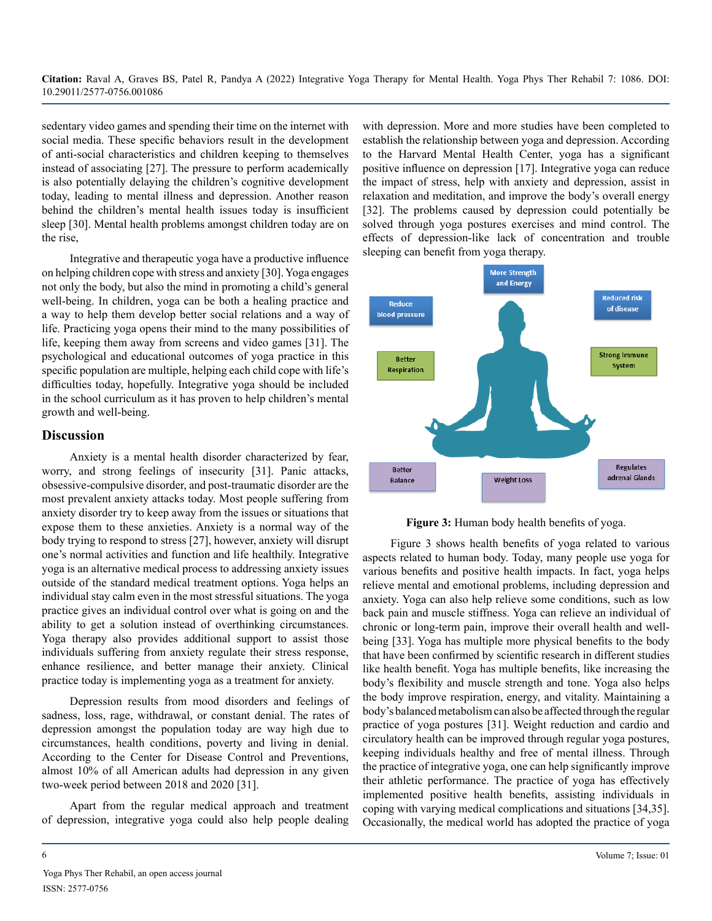sedentary video games and spending their time on the internet with social media. These specific behaviors result in the development of anti-social characteristics and children keeping to themselves instead of associating [27]. The pressure to perform academically is also potentially delaying the children's cognitive development today, leading to mental illness and depression. Another reason behind the children's mental health issues today is insufficient sleep [30]. Mental health problems amongst children today are on the rise,

Integrative and therapeutic yoga have a productive influence on helping children cope with stress and anxiety [30]. Yoga engages not only the body, but also the mind in promoting a child's general well-being. In children, yoga can be both a healing practice and a way to help them develop better social relations and a way of life. Practicing yoga opens their mind to the many possibilities of life, keeping them away from screens and video games [31]. The psychological and educational outcomes of yoga practice in this specific population are multiple, helping each child cope with life's difficulties today, hopefully. Integrative yoga should be included in the school curriculum as it has proven to help children's mental growth and well-being.

## Discussion

Anxiety is a mental health disorder characterized by fear, worry, and strong feelings of insecurity [31]. Panic attacks, obsessive-compulsive disorder, and post-traumatic disorder are the most prevalent anxiety attacks today. Most people suffering from anxiety disorder try to keep away from the issues or situations that expose them to these anxieties. Anxiety is a normal way of the body trying to respond to stress [27], however, anxiety will disrupt one's normal activities and function and life healthily. Integrative yoga is an alternative medical process to addressing anxiety issues outside of the standard medical treatment options. Yoga helps an individual stay calm even in the most stressful situations. The yoga practice gives an individual control over what is going on and the ability to get a solution instead of overthinking circumstances. Yoga therapy also provides additional support to assist those individuals suffering from anxiety regulate their stress response, enhance resilience, and better manage their anxiety. Clinical practice today is implementing yoga as a treatment for anxiety.

Depression results from mood disorders and feelings of sadness, loss, rage, withdrawal, or constant denial. The rates of depression amongst the population today are way high due to circumstances, health conditions, poverty and living in denial. According to the Center for Disease Control and Preventions, almost 10% of all American adults had depression in any given two-week period between 2018 and 2020 [31].

Apart from the regular medical approach and treatment of depression, integrative yoga could also help people dealing with depression. More and more studies have been completed to establish the relationship between yoga and depression. According to the Harvard Mental Health Center, yoga has a significant positive influence on depression [17]. Integrative yoga can reduce the impact of stress, help with anxiety and depression, assist in relaxation and meditation, and improve the body's overall energy [32]. The problems caused by depression could potentially be solved through yoga postures exercises and mind control. The effects of depression-like lack of concentration and trouble sleeping can benefit from yoga therapy.

More Strength and Energy; Reduce blood pressure; Reduced risk of disease; Better Respiration; Strong Immune System; Better Balance; Weight Loss; Regulates adrenal Glands

**Figure 3:** Human body health benefits of yoga.

Figure 3 shows health benefits of yoga related to various aspects related to human body. Today, many people use yoga for various benefits and positive health impacts. In fact, yoga helps relieve mental and emotional problems, including depression and anxiety. Yoga can also help relieve some conditions, such as low back pain and muscle stiffness. Yoga can relieve an individual of chronic or long-term pain, improve their overall health and well-being [33]. Yoga has multiple more physical benefits to the body that have been confirmed by scientific research in different studies like health benefit. Yoga has multiple benefits, like increasing the body's flexibility and muscle strength and tone. Yoga also helps the body improve respiration, energy, and vitality. Maintaining a body's balanced metabolism can also be affected through the regular practice of yoga postures [31]. Weight reduction and cardio and circulatory health can be improved through regular yoga postures, keeping individuals healthy and free of mental illness. Through the practice of integrative yoga, one can help significantly improve their athletic performance. The practice of yoga has effectively implemented positive health benefits, assisting individuals in coping with varying medical complications and situations [34,35]. Occasionally, the medical world has adopted the practice of yoga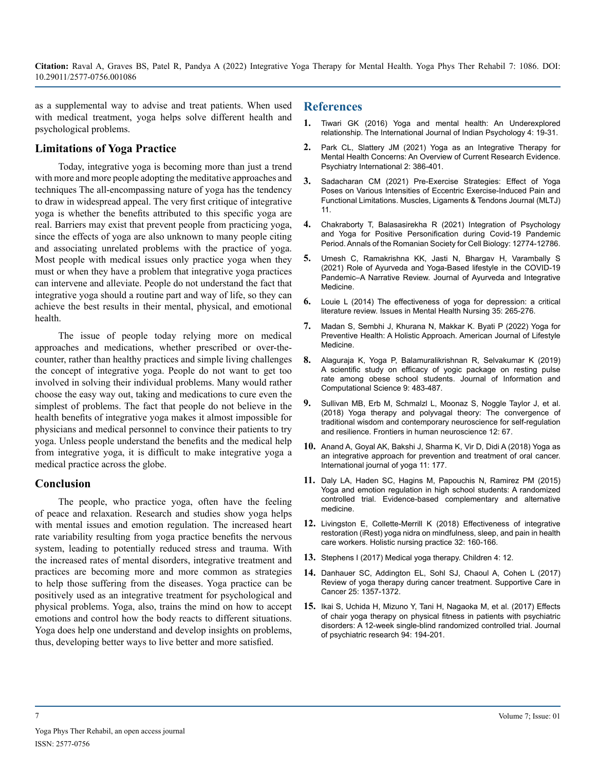as a supplemental way to advise and treat patients. When used with medical treatment, yoga helps solve different health and psychological problems.

## Limitations of Yoga Practice

Today, integrative yoga is becoming more than just a trend with more and more people adopting the meditative approaches and techniques The all-encompassing nature of yoga has the tendency to draw in widespread appeal. The very first critique of integrative yoga is whether the benefits attributed to this specific yoga are real. Barriers may exist that prevent people from practicing yoga, since the effects of yoga are also unknown to many people citing and associating unrelated problems with the practice of yoga. Most people with medical issues only practice yoga when they must or when they have a problem that integrative yoga practices can intervene and alleviate. People do not understand the fact that integrative yoga should a routine part and way of life, so they can achieve the best results in their mental, physical, and emotional health.

The issue of people today relying more on medical approaches and medications, whether prescribed or over-the-counter, rather than healthy practices and simple living challenges the concept of integrative yoga. People do not want to get too involved in solving their individual problems. Many would rather choose the easy way out, taking and medications to cure even the simplest of problems. The fact that people do not believe in the health benefits of integrative yoga makes it almost impossible for physicians and medical personnel to convince their patients to try yoga. Unless people understand the benefits and the medical help from integrative yoga, it is difficult to make integrative yoga a medical practice across the globe.

## Conclusion

The people, who practice yoga, often have the feeling of peace and relaxation. Research and studies show yoga helps with mental issues and emotion regulation. The increased heart rate variability resulting from yoga practice benefits the nervous system, leading to potentially reduced stress and trauma. With the increased rates of mental disorders, integrative treatment and practices are becoming more and more common as strategies to help those suffering from the diseases. Yoga practice can be positively used as an integrative treatment for psychological and physical problems. Yoga, also, trains the mind on how to accept emotions and control how the body reacts to different situations. Yoga does help one understand and develop insights on problems, thus, developing better ways to live better and more satisfied.

## References

1. Tiwari GK (2016) Yoga and mental health: An Underexplored relationship. The International Journal of Indian Psychology 4: 19-31.
2. Park CL, Slattery JM (2021) Yoga as an Integrative Therapy for Mental Health Concerns: An Overview of Current Research Evidence. Psychiatry International 2: 386-401.
3. Sadacharan CM (2021) Pre-Exercise Strategies: Effect of Yoga Poses on Various Intensities of Eccentric Exercise-Induced Pain and Functional Limitations. Muscles, Ligaments & Tendons Journal (MLTJ) 11.
4. Chakraborty T, Balasasirekha R (2021) Integration of Psychology and Yoga for Positive Personification during Covid-19 Pandemic Period. Annals of the Romanian Society for Cell Biology: 12774-12786.
5. Umesh C, Ramakrishna KK, Jasti N, Bhargav H, Varambally S (2021) Role of Ayurveda and Yoga-Based lifestyle in the COVID-19 Pandemic–A Narrative Review. Journal of Ayurveda and Integrative Medicine.
6. Louie L (2014) The effectiveness of yoga for depression: a critical literature review. Issues in Mental Health Nursing 35: 265-276.
7. Madan S, Sembhi J, Khurana N, Makkar K. Byati P (2022) Yoga for Preventive Health: A Holistic Approach. American Journal of Lifestyle Medicine.
8. Alaguraja K, Yoga P, Balamuralikrishnan R, Selvakumar K (2019) A scientific study on efficacy of yogic package on resting pulse rate among obese school students. Journal of Information and Computational Science 9: 483-487.
9. Sullivan MB, Erb M, Schmalzl L, Moonaz S, Noggle Taylor J, et al. (2018) Yoga therapy and polyvagal theory: The convergence of traditional wisdom and contemporary neuroscience for self-regulation and resilience. Frontiers in human neuroscience 12: 67.
10. Anand A, Goyal AK, Bakshi J, Sharma K, Vir D, Didi A (2018) Yoga as an integrative approach for prevention and treatment of oral cancer. International journal of yoga 11: 177.
11. Daly LA, Haden SC, Hagins M, Papouchis N, Ramirez PM (2015) Yoga and emotion regulation in high school students: A randomized controlled trial. Evidence-based complementary and alternative medicine.
12. Livingston E, Collette-Merrill K (2018) Effectiveness of integrative restoration (iRest) yoga nidra on mindfulness, sleep, and pain in health care workers. Holistic nursing practice 32: 160-166.
13. Stephens I (2017) Medical yoga therapy. Children 4: 12.
14. Danhauer SC, Addington EL, Sohl SJ, Chaoul A, Cohen L (2017) Review of yoga therapy during cancer treatment. Supportive Care in Cancer 25: 1357-1372.
15. Ikai S, Uchida H, Mizuno Y, Tani H, Nagaoka M, et al. (2017) Effects of chair yoga therapy on physical fitness in patients with psychiatric disorders: A 12-week single-blind randomized controlled trial. Journal of psychiatric research 94: 194-201.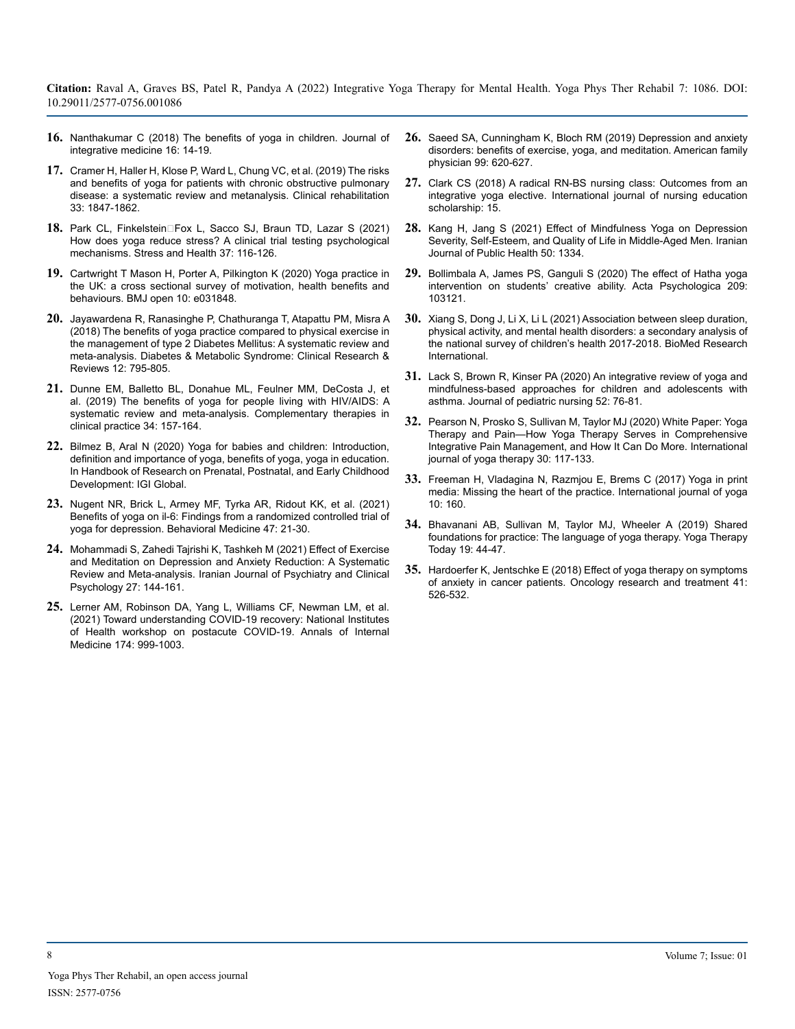16. Nanthakumar C (2018) The benefits of yoga in children. Journal of integrative medicine 16: 14-19.

17. Cramer H, Haller H, Klose P, Ward L, Chung VC, et al. (2019) The risks and benefits of yoga for patients with chronic obstructive pulmonary disease: a systematic review and metanalysis. Clinical rehabilitation 33: 1847-1862.

18. Park CL, Finkelstein□Fox L, Sacco SJ, Braun TD, Lazar S (2021) How does yoga reduce stress? A clinical trial testing psychological mechanisms. Stress and Health 37: 116-126.

19. Cartwright T Mason H, Porter A, Pilkington K (2020) Yoga practice in the UK: a cross sectional survey of motivation, health benefits and behaviours. BMJ open 10: e031848.

20. Jayawardena R, Ranasinghe P, Chathuranga T, Atapattu PM, Misra A (2018) The benefits of yoga practice compared to physical exercise in the management of type 2 Diabetes Mellitus: A systematic review and meta-analysis. Diabetes & Metabolic Syndrome: Clinical Research & Reviews 12: 795-805.

21. Dunne EM, Balletto BL, Donahue ML, Feulner MM, DeCosta J, et al. (2019) The benefits of yoga for people living with HIV/AIDS: A systematic review and meta-analysis. Complementary therapies in clinical practice 34: 157-164.

22. Bilmez B, Aral N (2020) Yoga for babies and children: Introduction, definition and importance of yoga, benefits of yoga, yoga in education. In Handbook of Research on Prenatal, Postnatal, and Early Childhood Development: IGI Global.

23. Nugent NR, Brick L, Armey MF, Tyrka AR, Ridout KK, et al. (2021) Benefits of yoga on il-6: Findings from a randomized controlled trial of yoga for depression. Behavioral Medicine 47: 21-30.

24. Mohammadi S, Zahedi Tajrishi K, Tashkeh M (2021) Effect of Exercise and Meditation on Depression and Anxiety Reduction: A Systematic Review and Meta-analysis. Iranian Journal of Psychiatry and Clinical Psychology 27: 144-161.

25. Lerner AM, Robinson DA, Yang L, Williams CF, Newman LM, et al. (2021) Toward understanding COVID-19 recovery: National Institutes of Health workshop on postacute COVID-19. Annals of Internal Medicine 174: 999-1003.

26. Saeed SA, Cunningham K, Bloch RM (2019) Depression and anxiety disorders: benefits of exercise, yoga, and meditation. American family physician 99: 620-627.

27. Clark CS (2018) A radical RN-BS nursing class: Outcomes from an integrative yoga elective. International journal of nursing education scholarship: 15.

28. Kang H, Jang S (2021) Effect of Mindfulness Yoga on Depression Severity, Self-Esteem, and Quality of Life in Middle-Aged Men. Iranian Journal of Public Health 50: 1334.

29. Bollimbala A, James PS, Ganguli S (2020) The effect of Hatha yoga intervention on students' creative ability. Acta Psychologica 209: 103121.

30. Xiang S, Dong J, Li X, Li L (2021) Association between sleep duration, physical activity, and mental health disorders: a secondary analysis of the national survey of children's health 2017-2018. BioMed Research International.

31. Lack S, Brown R, Kinser PA (2020) An integrative review of yoga and mindfulness-based approaches for children and adolescents with asthma. Journal of pediatric nursing 52: 76-81.

32. Pearson N, Prosko S, Sullivan M, Taylor MJ (2020) White Paper: Yoga Therapy and Pain—How Yoga Therapy Serves in Comprehensive Integrative Pain Management, and How It Can Do More. International journal of yoga therapy 30: 117-133.

33. Freeman H, Vladagina N, Razmjou E, Brems C (2017) Yoga in print media: Missing the heart of the practice. International journal of yoga 10: 160.

34. Bhavanani AB, Sullivan M, Taylor MJ, Wheeler A (2019) Shared foundations for practice: The language of yoga therapy. Yoga Therapy Today 19: 44-47.

35. Hardoerfer K, Jentschke E (2018) Effect of yoga therapy on symptoms of anxiety in cancer patients. Oncology research and treatment 41: 526-532.